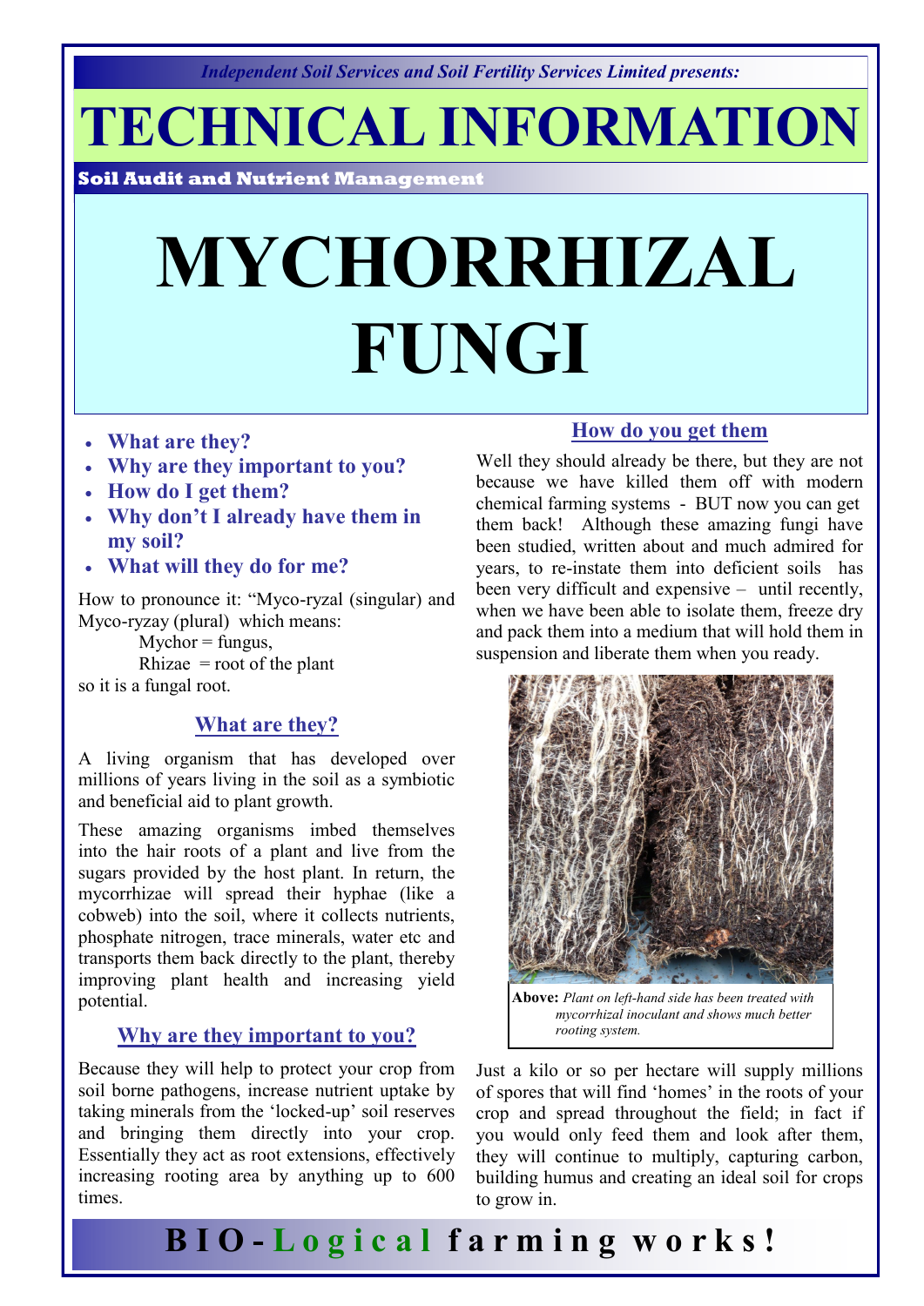*Independent Soil Services and Soil Fertility Services Limited presents:*

# TECHNICAL INFORMATION

**Soil Audit and Nutrient Management**

# MYCHORRHIZAL FUNGI

- **What are they?**
- **Why are they important to you?**
- **How do I get them?**
- **Why don't I already have them in my soil?**
- **What will they do for me?**

How to pronounce it: "Myco-ryzal (singular) and Myco-ryzay (plural) which means:

Mychor = fungus,

Rhizae = root of the plant

so it is a fungal root.

## What are they?

A living organism that has developed over millions of years living in the soil as a symbiotic and beneficial aid to plant growth.

These amazing organisms imbed themselves into the hair roots of a plant and live from the sugars provided by the host plant. In return, the mycorrhizae will spread their hyphae (like a cobweb) into the soil, where it collects nutrients, phosphate nitrogen, trace minerals, water etc and transports them back directly to the plant, thereby improving plant health and increasing yield potential.

## Why are they important to you?

Because they will help to protect your crop from soil borne pathogens, increase nutrient uptake by taking minerals from the 'locked-up' soil reserves and bringing them directly into your crop. Essentially they act as root extensions, effectively increasing rooting area by anything up to 600 times.

## How do you get them

Well they should already be there, but they are not because we have killed them off with modern chemical farming systems - BUT now you can get them back! Although these amazing fungi have been studied, written about and much admired for years, to re-instate them into deficient soils has been very difficult and expensive – until recently, when we have been able to isolate them, freeze dry and pack them into a medium that will hold them in suspension and liberate them when you ready.

**Above:** *Plant on left-hand side has been treated with mycorrhizal inoculant and shows much better rooting system.*

Just a kilo or so per hectare will supply millions of spores that will find 'homes' in the roots of your crop and spread throughout the field; in fact if you would only feed them and look after them, they will continue to multiply, capturing carbon, building humus and creating an ideal soil for crops to grow in.

**BIO-Logical farming works!**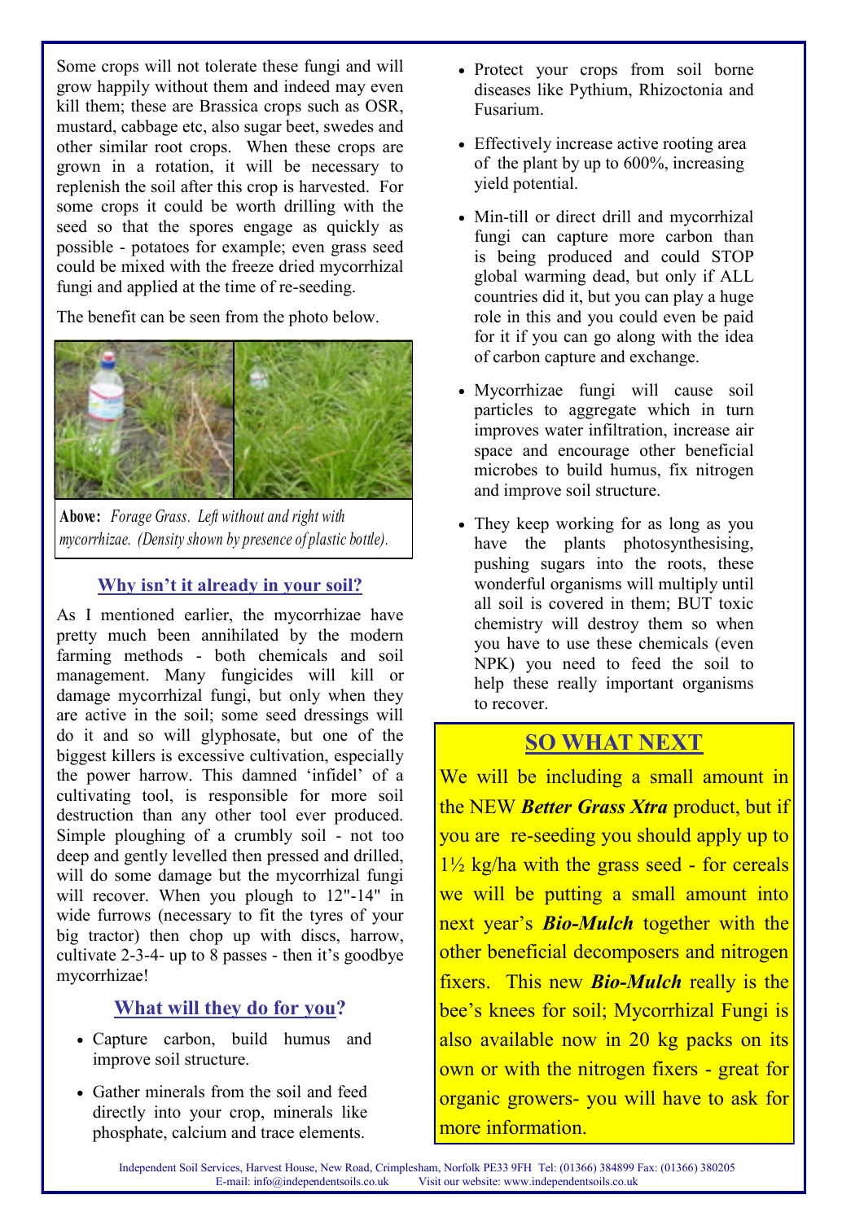Some crops will not tolerate these fungi and will grow happily without them and indeed may even kill them; these are Brassica crops such as OSR, mustard, cabbage etc, also sugar beet, swedes and other similar root crops. When these crops are grown in a rotation, it will be necessary to replenish the soil after this crop is harvested. For some crops it could be worth drilling with the seed so that the spores engage as quickly as possible - potatoes for example; even grass seed could be mixed with the freeze dried mycorrhizal fungi and applied at the time of re-seeding.

The benefit can be seen from the photo below.

**Above:** *Forage Grass. Left without and right with mycorrhizae. (Density shown by presence of plastic bottle).*

## Why isn't it already in your soil?

As I mentioned earlier, the mycorrhizae have pretty much been annihilated by the modern farming methods - both chemicals and soil management. Many fungicides will kill or damage mycorrhizal fungi, but only when they are active in the soil; some seed dressings will do it and so will glyphosate, but one of the biggest killers is excessive cultivation, especially the power harrow. This damned 'infidel' of a cultivating tool, is responsible for more soil destruction than any other tool ever produced. Simple ploughing of a crumbly soil - not too deep and gently levelled then pressed and drilled, will do some damage but the mycorrhizal fungi will recover. When you plough to 12"-14" in wide furrows (necessary to fit the tyres of your big tractor) then chop up with discs, harrow, cultivate 2-3-4- up to 8 passes - then it's goodbye mycorrhizae!

## What will they do for you?

- Capture carbon, build humus and improve soil structure.
- Gather minerals from the soil and feed directly into your crop, minerals like phosphate, calcium and trace elements.
- Protect your crops from soil borne diseases like Pythium, Rhizoctonia and Fusarium.
- Effectively increase active rooting area of the plant by up to 600%, increasing yield potential.
- Min-till or direct drill and mycorrhizal fungi can capture more carbon than is being produced and could STOP global warming dead, but only if ALL countries did it, but you can play a huge role in this and you could even be paid for it if you can go along with the idea of carbon capture and exchange.
- Mycorrhizae fungi will cause soil particles to aggregate which in turn improves water infiltration, increase air space and encourage other beneficial microbes to build humus, fix nitrogen and improve soil structure.
- They keep working for as long as you have the plants photosynthesising, pushing sugars into the roots, these wonderful organisms will multiply until all soil is covered in them; BUT toxic chemistry will destroy them so when you have to use these chemicals (even NPK) you need to feed the soil to help these really important organisms to recover.

## SO WHAT NEXT

We will be including a small amount in the NEW ***Better Grass Xtra*** product, but if you are re-seeding you should apply up to 1½ kg/ha with the grass seed - for cereals we will be putting a small amount into next year's ***Bio-Mulch*** together with the other beneficial decomposers and nitrogen fixers. This new ***Bio-Mulch*** really is the bee's knees for soil; Mycorrhizal Fungi is also available now in 20 kg packs on its own or with the nitrogen fixers - great for organic growers- you will have to ask for more information.

Independent Soil Services, Harvest House, New Road, Crimplesham, Norfolk PE33 9FH Tel: (01366) 384899 Fax: (01366) 380205
E-mail: info@independentsoils.co.uk Visit our website: www.independentsoils.co.uk